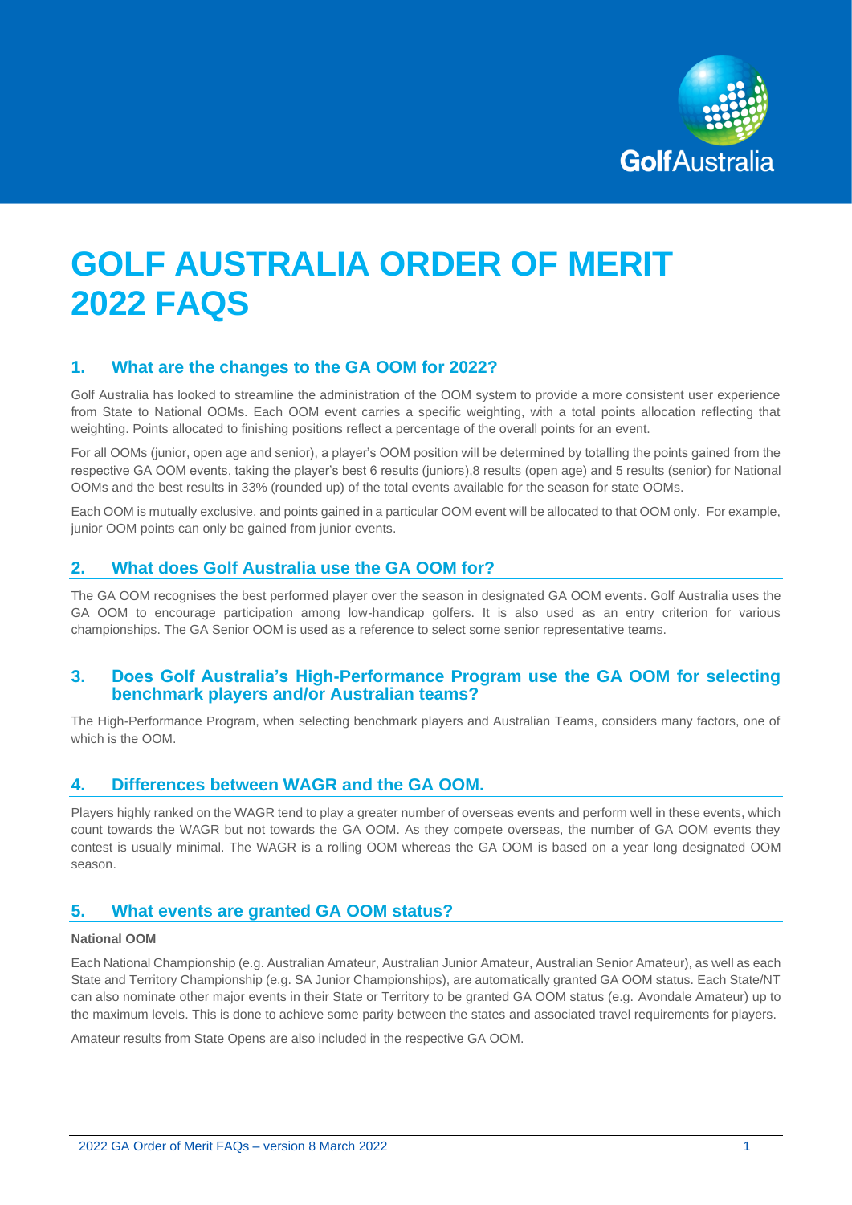# GOLF AUSTRALIA ORDER OF MERIT 2022 FAQS

## 1. What are the changes to the GA OOM for 2022?

Golf Australia has looked to streamline the administration of the OOM system to provide a more consistent user experience from State to National OOMs. Each OOM event carries a specific weighting, with a total points allocation reflecting that weighting. Points allocated to finishing positions reflect a percentage of the overall points for an event.

For all OOMs (junior, open age and senior), a player's OOM position will be determined by totalling the points gained from the respective GA OOM events, taking the player's best 6 results (juniors),8 results (open age) and 5 results (senior) for National OOMs and the best results in 33% (rounded up) of the total events available for the season for state OOMs.

Each OOM is mutually exclusive, and points gained in a particular OOM event will be allocated to that OOM only. For example, junior OOM points can only be gained from junior events.

## 2. What does Golf Australia use the GA OOM for?

The GA OOM recognises the best performed player over the season in designated GA OOM events. Golf Australia uses the GA OOM to encourage participation among low-handicap golfers. It is also used as an entry criterion for various championships. The GA Senior OOM is used as a reference to select some senior representative teams.

## 3. Does Golf Australia's High-Performance Program use the GA OOM for selecting benchmark players and/or Australian teams?

The High-Performance Program, when selecting benchmark players and Australian Teams, considers many factors, one of which is the OOM.

## 4. Differences between WAGR and the GA OOM.

Players highly ranked on the WAGR tend to play a greater number of overseas events and perform well in these events, which count towards the WAGR but not towards the GA OOM. As they compete overseas, the number of GA OOM events they contest is usually minimal. The WAGR is a rolling OOM whereas the GA OOM is based on a year long designated OOM season.

## 5. What events are granted GA OOM status?

**National OOM**

Each National Championship (e.g. Australian Amateur, Australian Junior Amateur, Australian Senior Amateur), as well as each State and Territory Championship (e.g. SA Junior Championships), are automatically granted GA OOM status. Each State/NT can also nominate other major events in their State or Territory to be granted GA OOM status (e.g. Avondale Amateur) up to the maximum levels. This is done to achieve some parity between the states and associated travel requirements for players.

Amateur results from State Opens are also included in the respective GA OOM.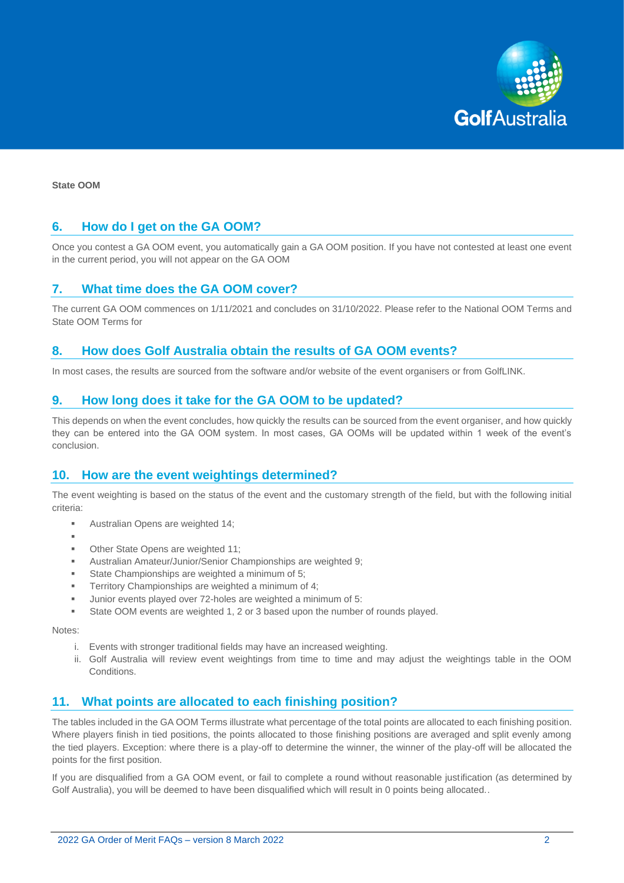**State OOM**

## 6. How do I get on the GA OOM?

Once you contest a GA OOM event, you automatically gain a GA OOM position. If you have not contested at least one event in the current period, you will not appear on the GA OOM

## 7. What time does the GA OOM cover?

The current GA OOM commences on 1/11/2021 and concludes on 31/10/2022. Please refer to the National OOM Terms and State OOM Terms for

## 8. How does Golf Australia obtain the results of GA OOM events?

In most cases, the results are sourced from the software and/or website of the event organisers or from GolfLINK.

## 9. How long does it take for the GA OOM to be updated?

This depends on when the event concludes, how quickly the results can be sourced from the event organiser, and how quickly they can be entered into the GA OOM system. In most cases, GA OOMs will be updated within 1 week of the event's conclusion.

## 10. How are the event weightings determined?

The event weighting is based on the status of the event and the customary strength of the field, but with the following initial criteria:

- Australian Opens are weighted 14;
- 
- Other State Opens are weighted 11;
- Australian Amateur/Junior/Senior Championships are weighted 9;
- State Championships are weighted a minimum of 5;
- Territory Championships are weighted a minimum of 4;
- Junior events played over 72-holes are weighted a minimum of 5:
- State OOM events are weighted 1, 2 or 3 based upon the number of rounds played.

Notes:

i. Events with stronger traditional fields may have an increased weighting.
ii. Golf Australia will review event weightings from time to time and may adjust the weightings table in the OOM Conditions.

## 11. What points are allocated to each finishing position?

The tables included in the GA OOM Terms illustrate what percentage of the total points are allocated to each finishing position. Where players finish in tied positions, the points allocated to those finishing positions are averaged and split evenly among the tied players. Exception: where there is a play-off to determine the winner, the winner of the play-off will be allocated the points for the first position.

If you are disqualified from a GA OOM event, or fail to complete a round without reasonable justification (as determined by Golf Australia), you will be deemed to have been disqualified which will result in 0 points being allocated..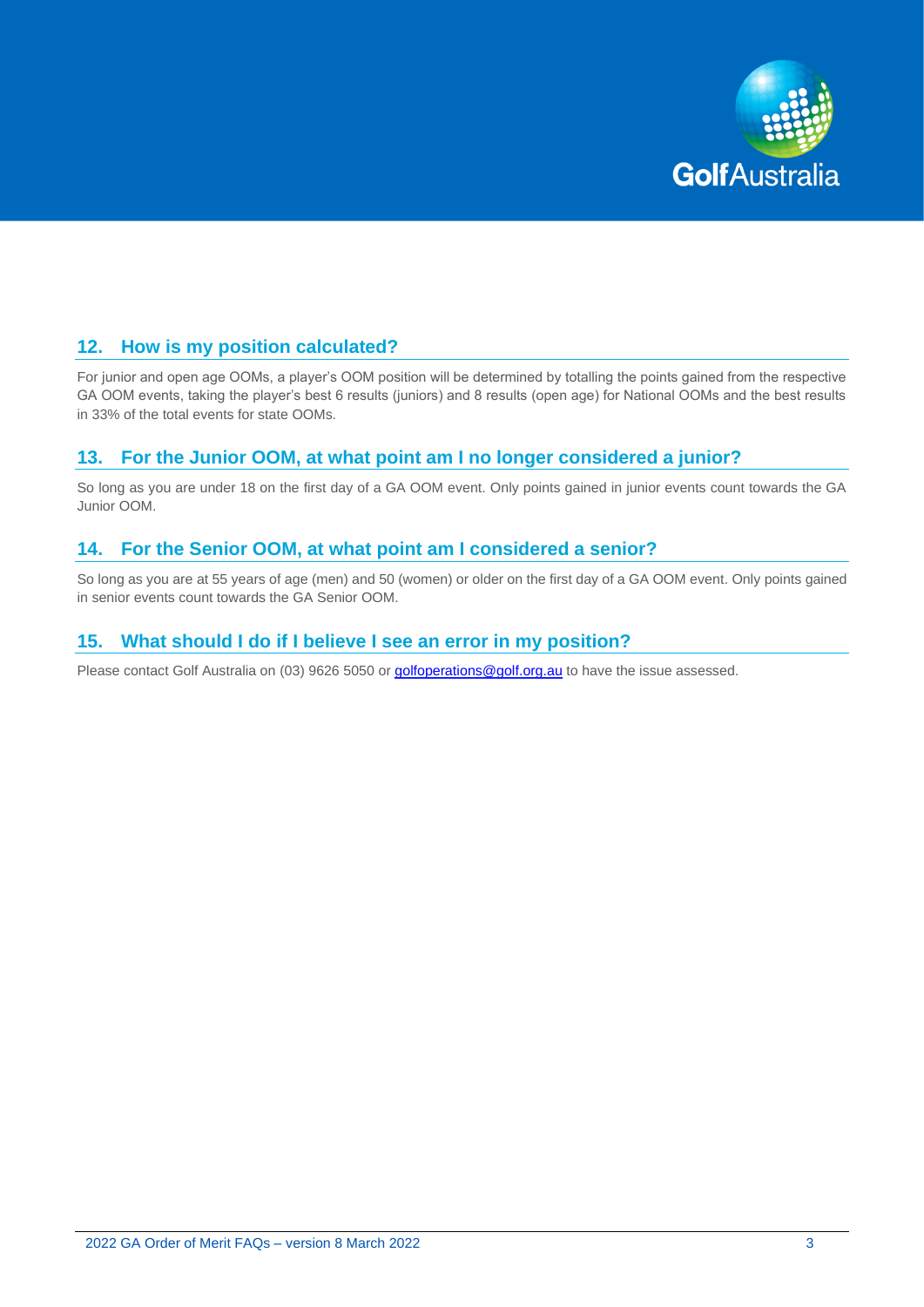## 12. How is my position calculated?

For junior and open age OOMs, a player's OOM position will be determined by totalling the points gained from the respective GA OOM events, taking the player's best 6 results (juniors) and 8 results (open age) for National OOMs and the best results in 33% of the total events for state OOMs.

## 13. For the Junior OOM, at what point am I no longer considered a junior?

So long as you are under 18 on the first day of a GA OOM event. Only points gained in junior events count towards the GA Junior OOM.

## 14. For the Senior OOM, at what point am I considered a senior?

So long as you are at 55 years of age (men) and 50 (women) or older on the first day of a GA OOM event. Only points gained in senior events count towards the GA Senior OOM.

## 15. What should I do if I believe I see an error in my position?

Please contact Golf Australia on (03) 9626 5050 or golfoperations@golf.org.au to have the issue assessed.